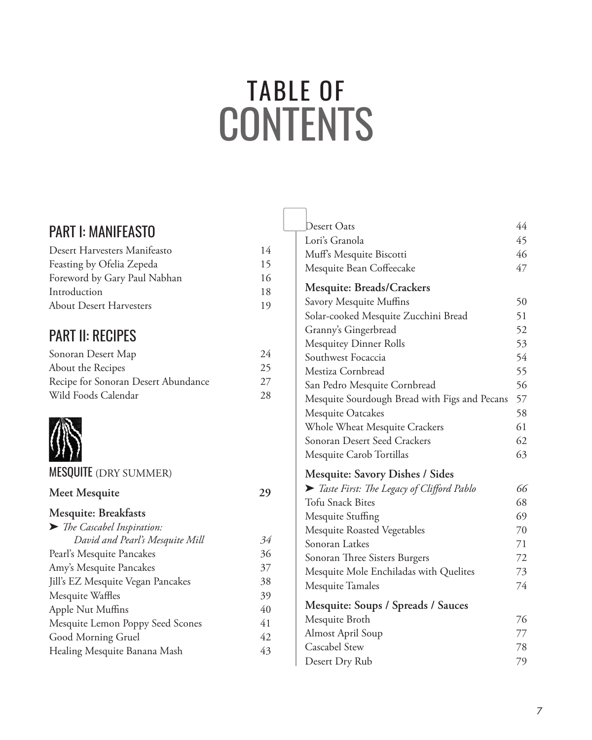# TABLE OF CONTENTS

## PART I: MANIFEASTO

| | |
|---|---|
| Desert Harvesters Manifeasto | 14 |
| Feasting by Ofelia Zepeda | 15 |
| Foreword by Gary Paul Nabhan | 16 |
| Introduction | 18 |
| About Desert Harvesters | 19 |

## PART II: RECIPES

| | |
|---|---|
| Sonoran Desert Map | 24 |
| About the Recipes | 25 |
| Recipe for Sonoran Desert Abundance | 27 |
| Wild Foods Calendar | 28 |

### MESQUITE (DRY SUMMER)

| | |
|---|---|
| **Meet Mesquite** | **29** |

**Mesquite: Breakfasts**

| | |
|---|---|
| ➤ *The Cascabel Inspiration: David and Pearl's Mesquite Mill* | *34* |
| Pearl's Mesquite Pancakes | 36 |
| Amy's Mesquite Pancakes | 37 |
| Jill's EZ Mesquite Vegan Pancakes | 38 |
| Mesquite Waffles | 39 |
| Apple Nut Muffins | 40 |
| Mesquite Lemon Poppy Seed Scones | 41 |
| Good Morning Gruel | 42 |
| Healing Mesquite Banana Mash | 43 |
| Desert Oats | 44 |
| Lori's Granola | 45 |
| Muff's Mesquite Biscotti | 46 |
| Mesquite Bean Coffeecake | 47 |

**Mesquite: Breads/Crackers**

| | |
|---|---|
| Savory Mesquite Muffins | 50 |
| Solar-cooked Mesquite Zucchini Bread | 51 |
| Granny's Gingerbread | 52 |
| Mesquitey Dinner Rolls | 53 |
| Southwest Focaccia | 54 |
| Mestiza Cornbread | 55 |
| San Pedro Mesquite Cornbread | 56 |
| Mesquite Sourdough Bread with Figs and Pecans | 57 |
| Mesquite Oatcakes | 58 |
| Whole Wheat Mesquite Crackers | 61 |
| Sonoran Desert Seed Crackers | 62 |
| Mesquite Carob Tortillas | 63 |

**Mesquite: Savory Dishes / Sides**

| | |
|---|---|
| ➤ *Taste First: The Legacy of Clifford Pablo* | *66* |
| Tofu Snack Bites | 68 |
| Mesquite Stuffing | 69 |
| Mesquite Roasted Vegetables | 70 |
| Sonoran Latkes | 71 |
| Sonoran Three Sisters Burgers | 72 |
| Mesquite Mole Enchiladas with Quelites | 73 |
| Mesquite Tamales | 74 |

**Mesquite: Soups / Spreads / Sauces**

| | |
|---|---|
| Mesquite Broth | 76 |
| Almost April Soup | 77 |
| Cascabel Stew | 78 |
| Desert Dry Rub | 79 |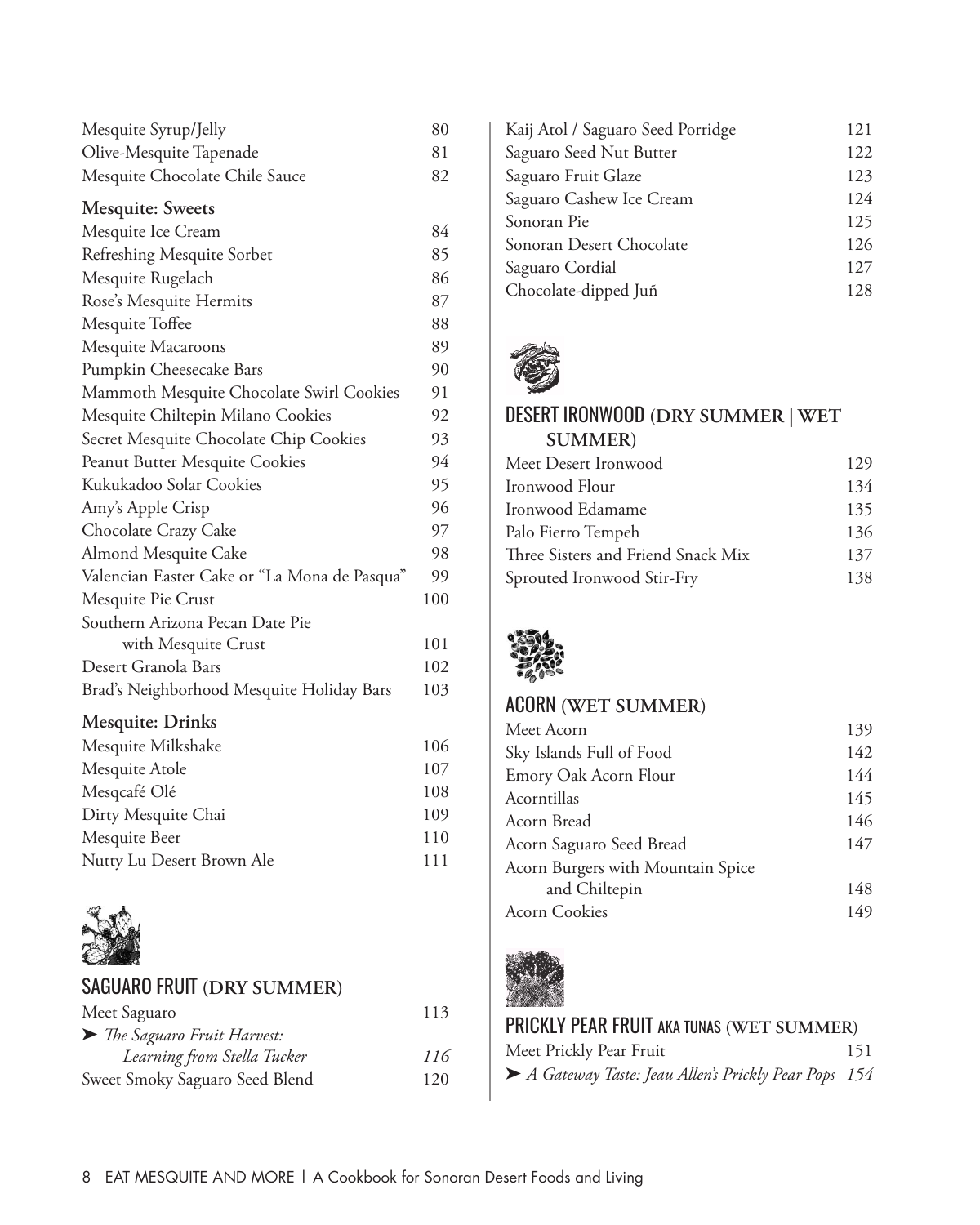Mesquite Syrup/Jelly 80
Olive-Mesquite Tapenade 81
Mesquite Chocolate Chile Sauce 82

**Mesquite: Sweets**

Mesquite Ice Cream 84
Refreshing Mesquite Sorbet 85
Mesquite Rugelach 86
Rose's Mesquite Hermits 87
Mesquite Toffee 88
Mesquite Macaroons 89
Pumpkin Cheesecake Bars 90
Mammoth Mesquite Chocolate Swirl Cookies 91
Mesquite Chiltepin Milano Cookies 92
Secret Mesquite Chocolate Chip Cookies 93
Peanut Butter Mesquite Cookies 94
Kukukadoo Solar Cookies 95
Amy's Apple Crisp 96
Chocolate Crazy Cake 97
Almond Mesquite Cake 98
Valencian Easter Cake or "La Mona de Pasqua" 99
Mesquite Pie Crust 100
Southern Arizona Pecan Date Pie with Mesquite Crust 101
Desert Granola Bars 102
Brad's Neighborhood Mesquite Holiday Bars 103

**Mesquite: Drinks**

Mesquite Milkshake 106
Mesquite Atole 107
Mesqcafé Olé 108
Dirty Mesquite Chai 109
Mesquite Beer 110
Nutty Lu Desert Brown Ale 111

## SAGUARO FRUIT (DRY SUMMER)

Meet Saguaro 113
➤ *The Saguaro Fruit Harvest: Learning from Stella Tucker* *116*
Sweet Smoky Saguaro Seed Blend 120
Kaij Atol / Saguaro Seed Porridge 121
Saguaro Seed Nut Butter 122
Saguaro Fruit Glaze 123
Saguaro Cashew Ice Cream 124
Sonoran Pie 125
Sonoran Desert Chocolate 126
Saguaro Cordial 127
Chocolate-dipped Juñ 128

## DESERT IRONWOOD (DRY SUMMER | WET SUMMER)

Meet Desert Ironwood 129
Ironwood Flour 134
Ironwood Edamame 135
Palo Fierro Tempeh 136
Three Sisters and Friend Snack Mix 137
Sprouted Ironwood Stir-Fry 138

## ACORN (WET SUMMER)

Meet Acorn 139
Sky Islands Full of Food 142
Emory Oak Acorn Flour 144
Acorntillas 145
Acorn Bread 146
Acorn Saguaro Seed Bread 147
Acorn Burgers with Mountain Spice and Chiltepin 148
Acorn Cookies 149

## PRICKLY PEAR FRUIT AKA TUNAS (WET SUMMER)

Meet Prickly Pear Fruit 151
➤ *A Gateway Taste: Jeau Allen's Prickly Pear Pops* *154*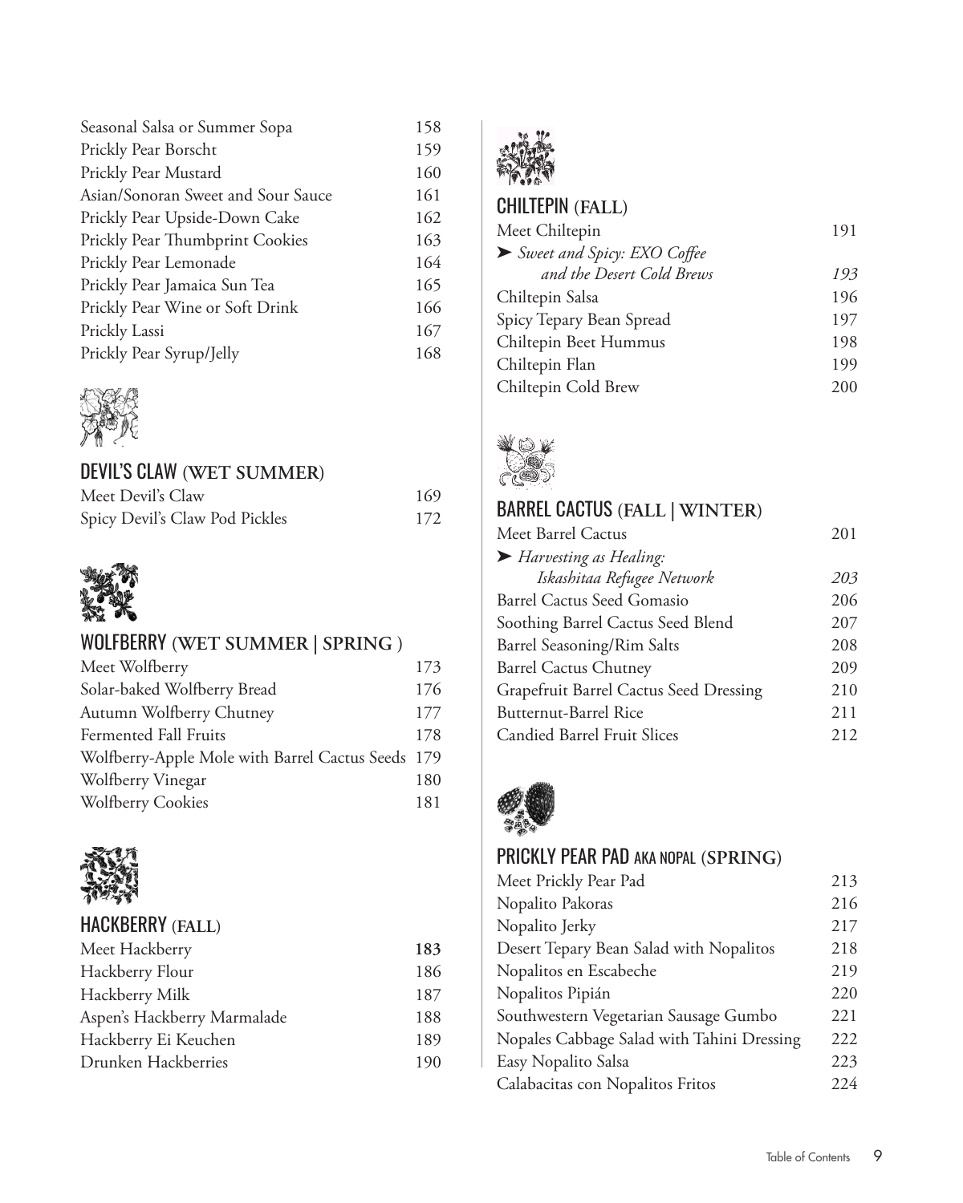| | |
|---|---|
| Seasonal Salsa or Summer Sopa | 158 |
| Prickly Pear Borscht | 159 |
| Prickly Pear Mustard | 160 |
| Asian/Sonoran Sweet and Sour Sauce | 161 |
| Prickly Pear Upside-Down Cake | 162 |
| Prickly Pear Thumbprint Cookies | 163 |
| Prickly Pear Lemonade | 164 |
| Prickly Pear Jamaica Sun Tea | 165 |
| Prickly Pear Wine or Soft Drink | 166 |
| Prickly Lassi | 167 |
| Prickly Pear Syrup/Jelly | 168 |

## DEVIL'S CLAW (WET SUMMER)

| | |
|---|---|
| Meet Devil's Claw | 169 |
| Spicy Devil's Claw Pod Pickles | 172 |

## WOLFBERRY (WET SUMMER | SPRING )

| | |
|---|---|
| Meet Wolfberry | 173 |
| Solar-baked Wolfberry Bread | 176 |
| Autumn Wolfberry Chutney | 177 |
| Fermented Fall Fruits | 178 |
| Wolfberry-Apple Mole with Barrel Cactus Seeds | 179 |
| Wolfberry Vinegar | 180 |
| Wolfberry Cookies | 181 |

## HACKBERRY (FALL)

| | |
|---|---|
| Meet Hackberry | **183** |
| Hackberry Flour | 186 |
| Hackberry Milk | 187 |
| Aspen's Hackberry Marmalade | 188 |
| Hackberry Ei Keuchen | 189 |
| Drunken Hackberries | 190 |

## CHILTEPIN (FALL)

| | |
|---|---|
| Meet Chiltepin | 191 |
| ➤ *Sweet and Spicy: EXO Coffee and the Desert Cold Brews* | *193* |
| Chiltepin Salsa | 196 |
| Spicy Tepary Bean Spread | 197 |
| Chiltepin Beet Hummus | 198 |
| Chiltepin Flan | 199 |
| Chiltepin Cold Brew | 200 |

## BARREL CACTUS (FALL | WINTER)

| | |
|---|---|
| Meet Barrel Cactus | 201 |
| ➤ *Harvesting as Healing: Iskashitaa Refugee Network* | *203* |
| Barrel Cactus Seed Gomasio | 206 |
| Soothing Barrel Cactus Seed Blend | 207 |
| Barrel Seasoning/Rim Salts | 208 |
| Barrel Cactus Chutney | 209 |
| Grapefruit Barrel Cactus Seed Dressing | 210 |
| Butternut-Barrel Rice | 211 |
| Candied Barrel Fruit Slices | 212 |

## PRICKLY PEAR PAD AKA NOPAL (SPRING)

| | |
|---|---|
| Meet Prickly Pear Pad | 213 |
| Nopalito Pakoras | 216 |
| Nopalito Jerky | 217 |
| Desert Tepary Bean Salad with Nopalitos | 218 |
| Nopalitos en Escabeche | 219 |
| Nopalitos Pipián | 220 |
| Southwestern Vegetarian Sausage Gumbo | 221 |
| Nopales Cabbage Salad with Tahini Dressing | 222 |
| Easy Nopalito Salsa | 223 |
| Calabacitas con Nopalitos Fritos | 224 |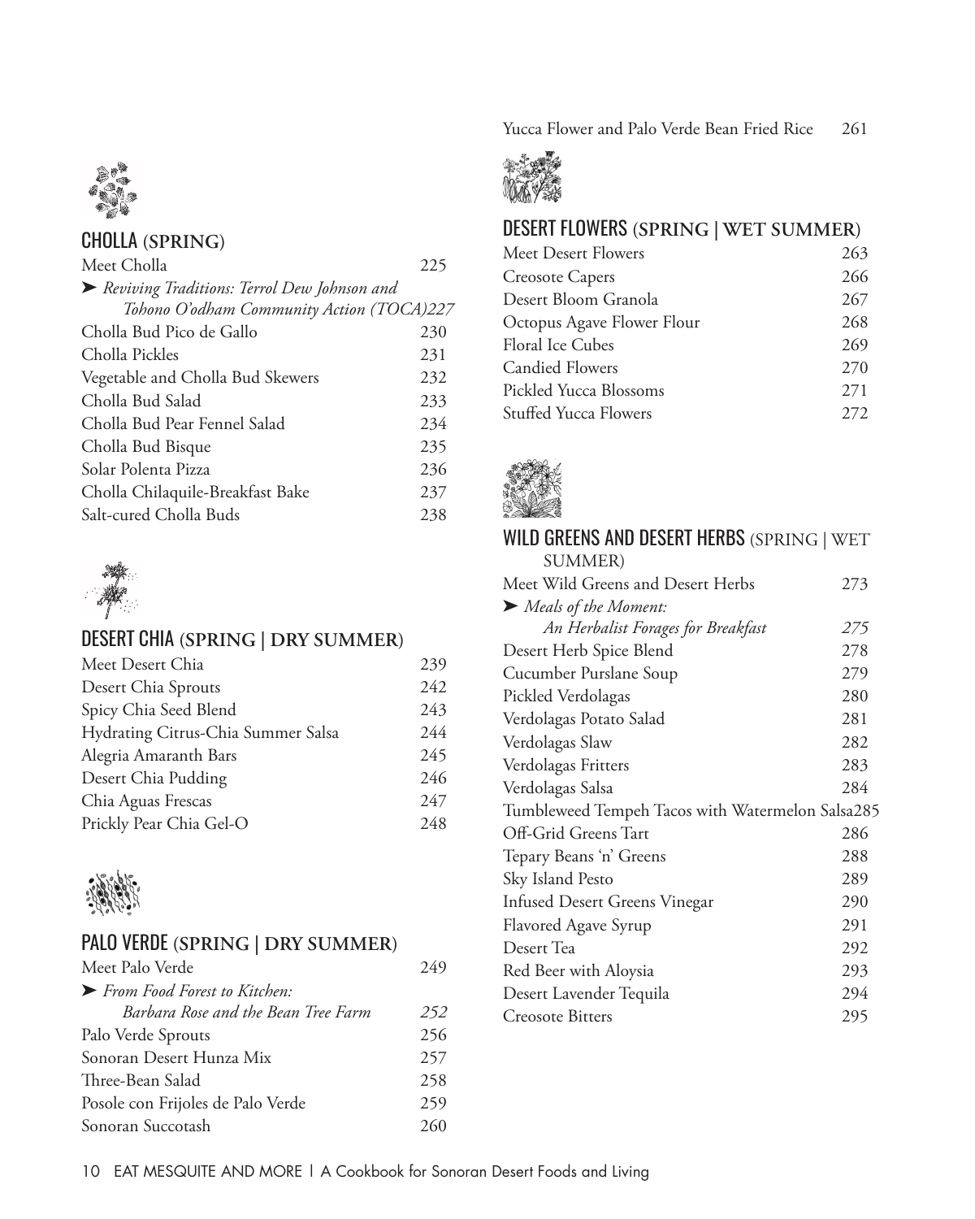## CHOLLA (SPRING)

Meet Cholla 225

➤ *Reviving Traditions: Terrol Dew Johnson and Tohono O'odham Community Action (TOCA)* 227

Cholla Bud Pico de Gallo 230

Cholla Pickles 231

Vegetable and Cholla Bud Skewers 232

Cholla Bud Salad 233

Cholla Bud Pear Fennel Salad 234

Cholla Bud Bisque 235

Solar Polenta Pizza 236

Cholla Chilaquile-Breakfast Bake 237

Salt-cured Cholla Buds 238

## DESERT CHIA (SPRING | DRY SUMMER)

Meet Desert Chia 239

Desert Chia Sprouts 242

Spicy Chia Seed Blend 243

Hydrating Citrus-Chia Summer Salsa 244

Alegria Amaranth Bars 245

Desert Chia Pudding 246

Chia Aguas Frescas 247

Prickly Pear Chia Gel-O 248

## PALO VERDE (SPRING | DRY SUMMER)

Meet Palo Verde 249

➤ *From Food Forest to Kitchen: Barbara Rose and the Bean Tree Farm* 252

Palo Verde Sprouts 256

Sonoran Desert Hunza Mix 257

Three-Bean Salad 258

Posole con Frijoles de Palo Verde 259

Sonoran Succotash 260

Yucca Flower and Palo Verde Bean Fried Rice 261

## DESERT FLOWERS (SPRING | WET SUMMER)

Meet Desert Flowers 263

Creosote Capers 266

Desert Bloom Granola 267

Octopus Agave Flower Flour 268

Floral Ice Cubes 269

Candied Flowers 270

Pickled Yucca Blossoms 271

Stuffed Yucca Flowers 272

## WILD GREENS AND DESERT HERBS (SPRING | WET SUMMER)

Meet Wild Greens and Desert Herbs 273

➤ *Meals of the Moment: An Herbalist Forages for Breakfast* 275

Desert Herb Spice Blend 278

Cucumber Purslane Soup 279

Pickled Verdolagas 280

Verdolagas Potato Salad 281

Verdolagas Slaw 282

Verdolagas Fritters 283

Verdolagas Salsa 284

Tumbleweed Tempeh Tacos with Watermelon Salsa 285

Off-Grid Greens Tart 286

Tepary Beans 'n' Greens 288

Sky Island Pesto 289

Infused Desert Greens Vinegar 290

Flavored Agave Syrup 291

Desert Tea 292

Red Beer with Aloysia 293

Desert Lavender Tequila 294

Creosote Bitters 295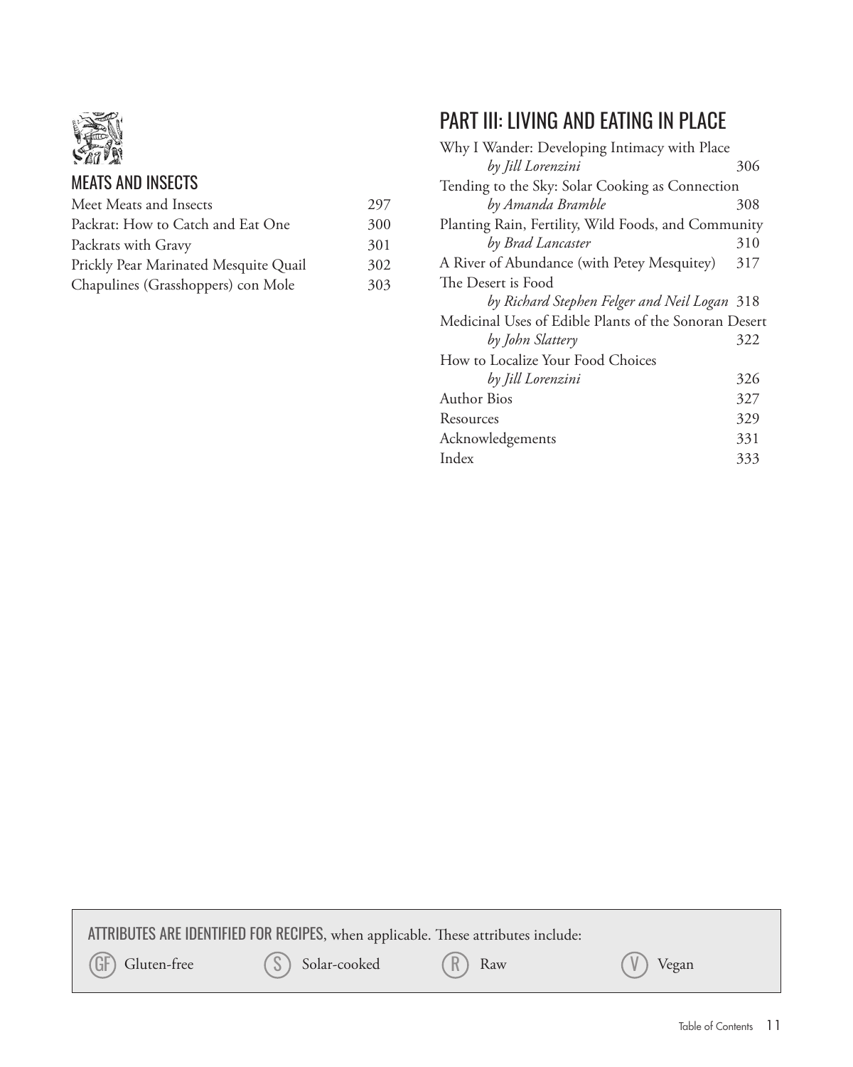## MEATS AND INSECTS

| | |
|---|---|
| Meet Meats and Insects | 297 |
| Packrat: How to Catch and Eat One | 300 |
| Packrats with Gravy | 301 |
| Prickly Pear Marinated Mesquite Quail | 302 |
| Chapulines (Grasshoppers) con Mole | 303 |

# PART III: LIVING AND EATING IN PLACE

| | |
|---|---|
| Why I Wander: Developing Intimacy with Place *by Jill Lorenzini* | 306 |
| Tending to the Sky: Solar Cooking as Connection *by Amanda Bramble* | 308 |
| Planting Rain, Fertility, Wild Foods, and Community *by Brad Lancaster* | 310 |
| A River of Abundance (with Petey Mesquitey) | 317 |
| The Desert is Food *by Richard Stephen Felger and Neil Logan* | 318 |
| Medicinal Uses of Edible Plants of the Sonoran Desert *by John Slattery* | 322 |
| How to Localize Your Food Choices *by Jill Lorenzini* | 326 |
| Author Bios | 327 |
| Resources | 329 |
| Acknowledgements | 331 |
| Index | 333 |

ATTRIBUTES ARE IDENTIFIED FOR RECIPES, when applicable. These attributes include:

(GF) Gluten-free (S) Solar-cooked (R) Raw (V) Vegan